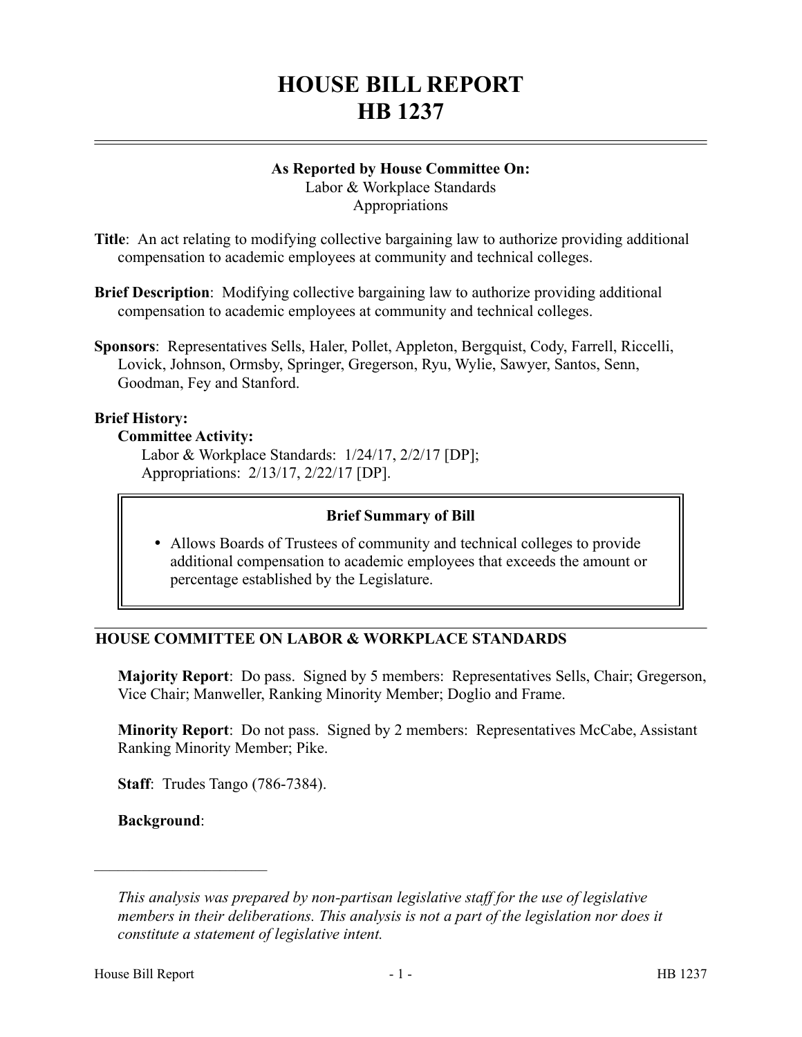# HOUSE BILL REPORT
# HB 1237

**As Reported by House Committee On:**
Labor & Workplace Standards
Appropriations

**Title**: An act relating to modifying collective bargaining law to authorize providing additional compensation to academic employees at community and technical colleges.

**Brief Description**: Modifying collective bargaining law to authorize providing additional compensation to academic employees at community and technical colleges.

**Sponsors**: Representatives Sells, Haler, Pollet, Appleton, Bergquist, Cody, Farrell, Riccelli, Lovick, Johnson, Ormsby, Springer, Gregerson, Ryu, Wylie, Sawyer, Santos, Senn, Goodman, Fey and Stanford.

**Brief History:**

**Committee Activity:**

Labor & Workplace Standards: 1/24/17, 2/2/17 [DP];
Appropriations: 2/13/17, 2/22/17 [DP].

**Brief Summary of Bill**

- Allows Boards of Trustees of community and technical colleges to provide additional compensation to academic employees that exceeds the amount or percentage established by the Legislature.

## HOUSE COMMITTEE ON LABOR & WORKPLACE STANDARDS

**Majority Report**: Do pass. Signed by 5 members: Representatives Sells, Chair; Gregerson, Vice Chair; Manweller, Ranking Minority Member; Doglio and Frame.

**Minority Report**: Do not pass. Signed by 2 members: Representatives McCabe, Assistant Ranking Minority Member; Pike.

**Staff**: Trudes Tango (786-7384).

**Background**:

*This analysis was prepared by non-partisan legislative staff for the use of legislative members in their deliberations. This analysis is not a part of the legislation nor does it constitute a statement of legislative intent.*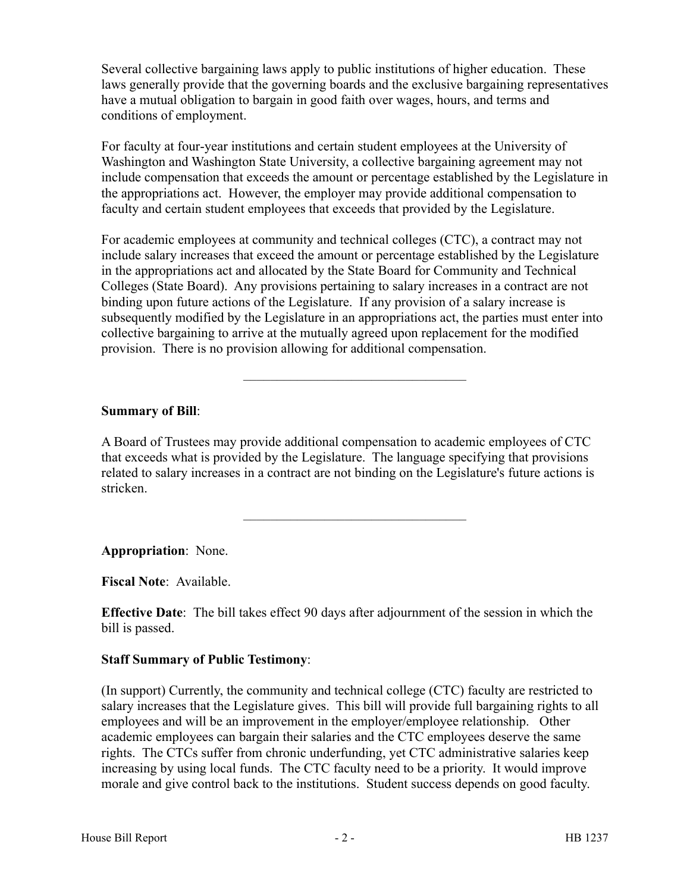Several collective bargaining laws apply to public institutions of higher education. These laws generally provide that the governing boards and the exclusive bargaining representatives have a mutual obligation to bargain in good faith over wages, hours, and terms and conditions of employment.

For faculty at four-year institutions and certain student employees at the University of Washington and Washington State University, a collective bargaining agreement may not include compensation that exceeds the amount or percentage established by the Legislature in the appropriations act. However, the employer may provide additional compensation to faculty and certain student employees that exceeds that provided by the Legislature.

For academic employees at community and technical colleges (CTC), a contract may not include salary increases that exceed the amount or percentage established by the Legislature in the appropriations act and allocated by the State Board for Community and Technical Colleges (State Board). Any provisions pertaining to salary increases in a contract are not binding upon future actions of the Legislature. If any provision of a salary increase is subsequently modified by the Legislature in an appropriations act, the parties must enter into collective bargaining to arrive at the mutually agreed upon replacement for the modified provision. There is no provision allowing for additional compensation.

---

**Summary of Bill**:

A Board of Trustees may provide additional compensation to academic employees of CTC that exceeds what is provided by the Legislature. The language specifying that provisions related to salary increases in a contract are not binding on the Legislature's future actions is stricken.

---

**Appropriation**: None.

**Fiscal Note**: Available.

**Effective Date**: The bill takes effect 90 days after adjournment of the session in which the bill is passed.

**Staff Summary of Public Testimony**:

(In support) Currently, the community and technical college (CTC) faculty are restricted to salary increases that the Legislature gives. This bill will provide full bargaining rights to all employees and will be an improvement in the employer/employee relationship. Other academic employees can bargain their salaries and the CTC employees deserve the same rights. The CTCs suffer from chronic underfunding, yet CTC administrative salaries keep increasing by using local funds. The CTC faculty need to be a priority. It would improve morale and give control back to the institutions. Student success depends on good faculty.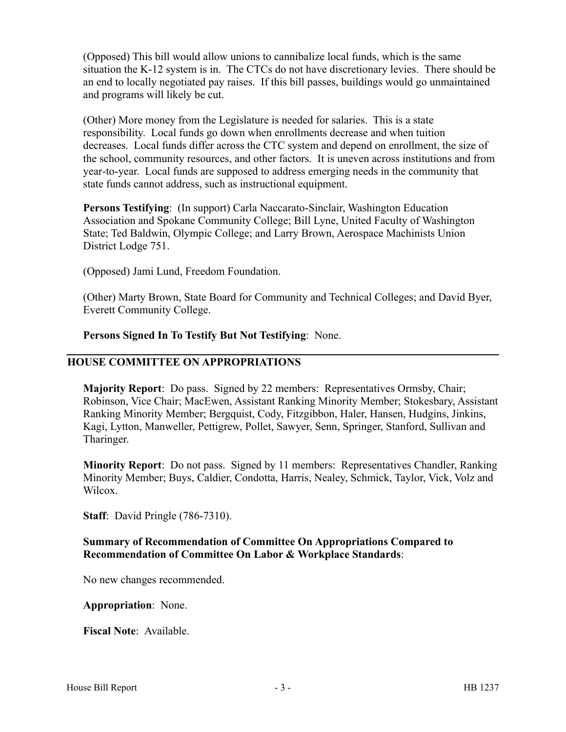(Opposed) This bill would allow unions to cannibalize local funds, which is the same situation the K-12 system is in. The CTCs do not have discretionary levies. There should be an end to locally negotiated pay raises. If this bill passes, buildings would go unmaintained and programs will likely be cut.

(Other) More money from the Legislature is needed for salaries. This is a state responsibility. Local funds go down when enrollments decrease and when tuition decreases. Local funds differ across the CTC system and depend on enrollment, the size of the school, community resources, and other factors. It is uneven across institutions and from year-to-year. Local funds are supposed to address emerging needs in the community that state funds cannot address, such as instructional equipment.

**Persons Testifying**: (In support) Carla Naccarato-Sinclair, Washington Education Association and Spokane Community College; Bill Lyne, United Faculty of Washington State; Ted Baldwin, Olympic College; and Larry Brown, Aerospace Machinists Union District Lodge 751.

(Opposed) Jami Lund, Freedom Foundation.

(Other) Marty Brown, State Board for Community and Technical Colleges; and David Byer, Everett Community College.

**Persons Signed In To Testify But Not Testifying**: None.

---

## HOUSE COMMITTEE ON APPROPRIATIONS

**Majority Report**: Do pass. Signed by 22 members: Representatives Ormsby, Chair; Robinson, Vice Chair; MacEwen, Assistant Ranking Minority Member; Stokesbary, Assistant Ranking Minority Member; Bergquist, Cody, Fitzgibbon, Haler, Hansen, Hudgins, Jinkins, Kagi, Lytton, Manweller, Pettigrew, Pollet, Sawyer, Senn, Springer, Stanford, Sullivan and Tharinger.

**Minority Report**: Do not pass. Signed by 11 members: Representatives Chandler, Ranking Minority Member; Buys, Caldier, Condotta, Harris, Nealey, Schmick, Taylor, Vick, Volz and Wilcox.

**Staff**: David Pringle (786-7310).

**Summary of Recommendation of Committee On Appropriations Compared to Recommendation of Committee On Labor & Workplace Standards**:

No new changes recommended.

**Appropriation**: None.

**Fiscal Note**: Available.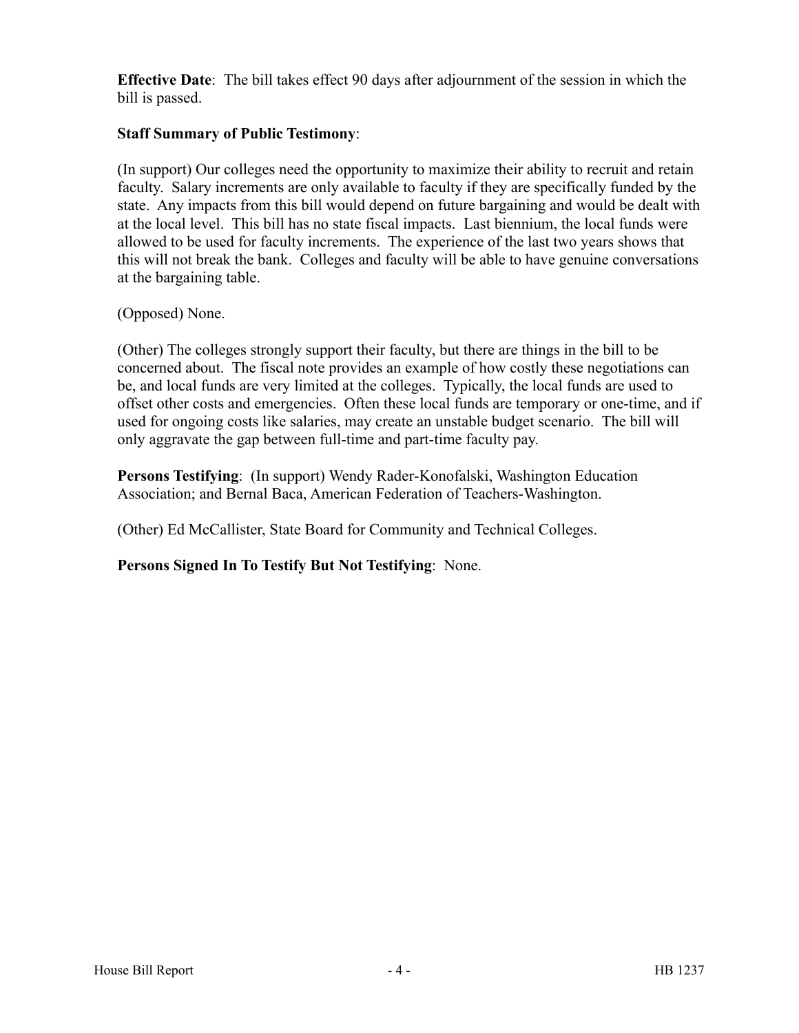**Effective Date**: The bill takes effect 90 days after adjournment of the session in which the bill is passed.

**Staff Summary of Public Testimony**:

(In support) Our colleges need the opportunity to maximize their ability to recruit and retain faculty. Salary increments are only available to faculty if they are specifically funded by the state. Any impacts from this bill would depend on future bargaining and would be dealt with at the local level. This bill has no state fiscal impacts. Last biennium, the local funds were allowed to be used for faculty increments. The experience of the last two years shows that this will not break the bank. Colleges and faculty will be able to have genuine conversations at the bargaining table.

(Opposed) None.

(Other) The colleges strongly support their faculty, but there are things in the bill to be concerned about. The fiscal note provides an example of how costly these negotiations can be, and local funds are very limited at the colleges. Typically, the local funds are used to offset other costs and emergencies. Often these local funds are temporary or one-time, and if used for ongoing costs like salaries, may create an unstable budget scenario. The bill will only aggravate the gap between full-time and part-time faculty pay.

**Persons Testifying**: (In support) Wendy Rader-Konofalski, Washington Education Association; and Bernal Baca, American Federation of Teachers-Washington.

(Other) Ed McCallister, State Board for Community and Technical Colleges.

**Persons Signed In To Testify But Not Testifying**: None.